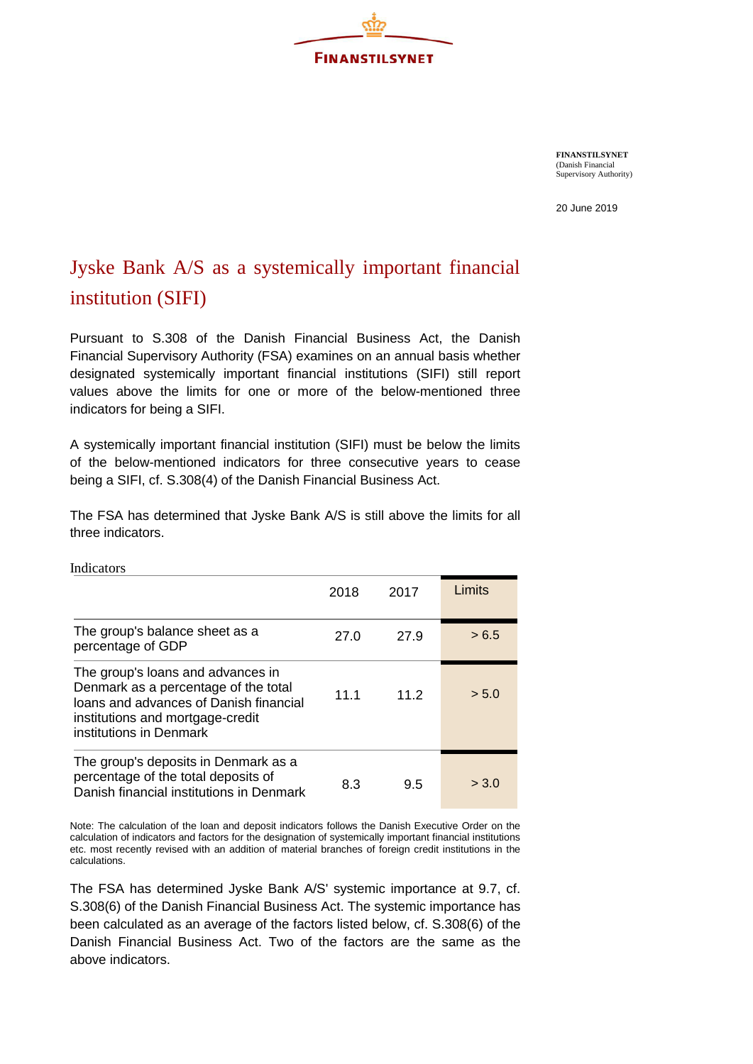FINANSTILSYNET

**FINANSTILSYNET**
(Danish Financial Supervisory Authority)

20 June 2019

# Jyske Bank A/S as a systemically important financial institution (SIFI)

Pursuant to S.308 of the Danish Financial Business Act, the Danish Financial Supervisory Authority (FSA) examines on an annual basis whether designated systemically important financial institutions (SIFI) still report values above the limits for one or more of the below-mentioned three indicators for being a SIFI.

A systemically important financial institution (SIFI) must be below the limits of the below-mentioned indicators for three consecutive years to cease being a SIFI, cf. S.308(4) of the Danish Financial Business Act.

The FSA has determined that Jyske Bank A/S is still above the limits for all three indicators.

Indicators

| | 2018 | 2017 | Limits |
|---|---|---|---|
| The group's balance sheet as a percentage of GDP | 27.0 | 27.9 | > 6.5 |
| The group's loans and advances in Denmark as a percentage of the total loans and advances of Danish financial institutions and mortgage-credit institutions in Denmark | 11.1 | 11.2 | > 5.0 |
| The group's deposits in Denmark as a percentage of the total deposits of Danish financial institutions in Denmark | 8.3 | 9.5 | > 3.0 |

Note: The calculation of the loan and deposit indicators follows the Danish Executive Order on the calculation of indicators and factors for the designation of systemically important financial institutions etc. most recently revised with an addition of material branches of foreign credit institutions in the calculations.

The FSA has determined Jyske Bank A/S' systemic importance at 9.7, cf. S.308(6) of the Danish Financial Business Act. The systemic importance has been calculated as an average of the factors listed below, cf. S.308(6) of the Danish Financial Business Act. Two of the factors are the same as the above indicators.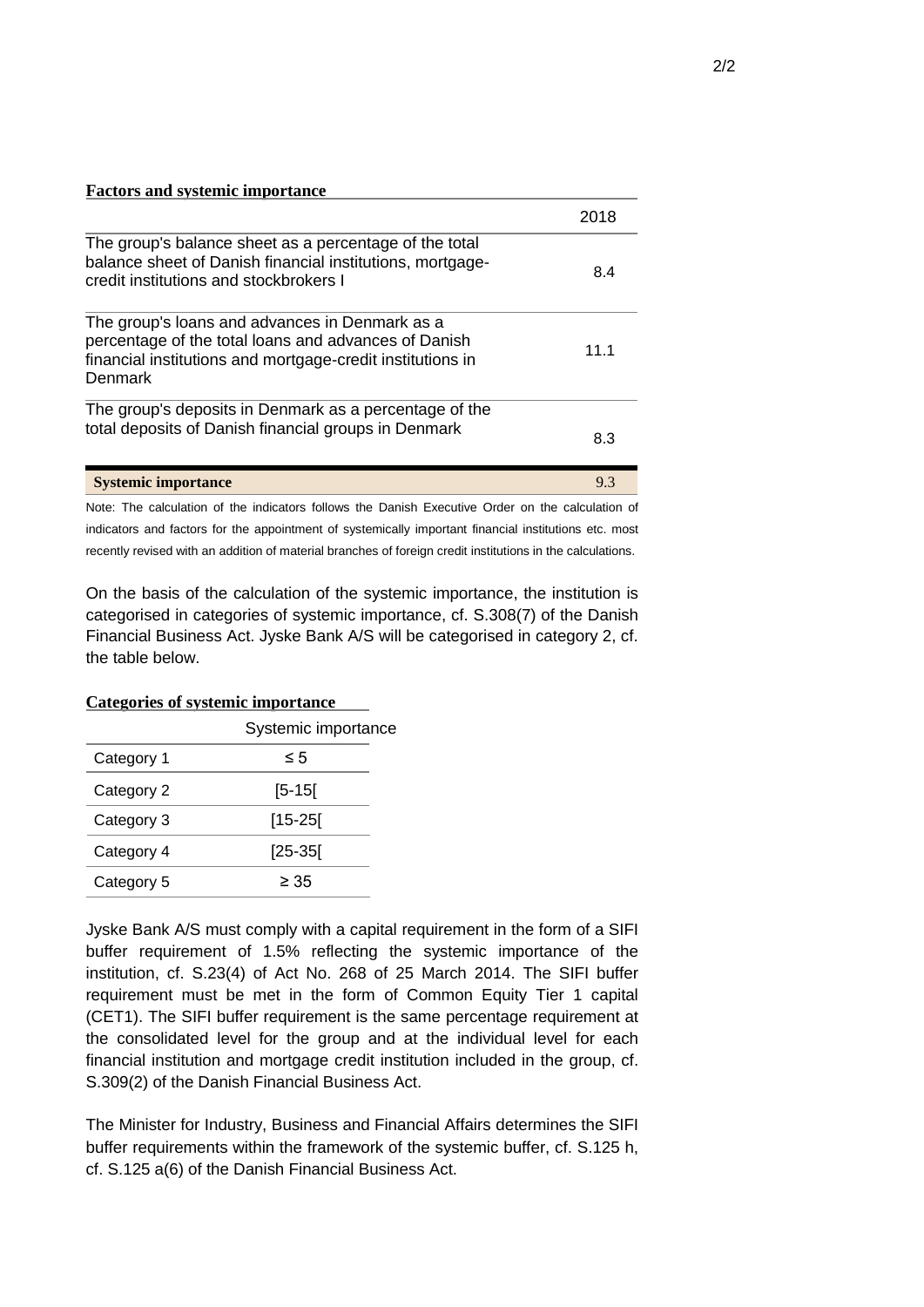**Factors and systemic importance**

| | 2018 |
|---|---|
| The group's balance sheet as a percentage of the total balance sheet of Danish financial institutions, mortgage-credit institutions and stockbrokers I | 8.4 |
| The group's loans and advances in Denmark as a percentage of the total loans and advances of Danish financial institutions and mortgage-credit institutions in Denmark | 11.1 |
| The group's deposits in Denmark as a percentage of the total deposits of Danish financial groups in Denmark | 8.3 |
| **Systemic importance** | 9.3 |

Note: The calculation of the indicators follows the Danish Executive Order on the calculation of indicators and factors for the appointment of systemically important financial institutions etc. most recently revised with an addition of material branches of foreign credit institutions in the calculations.

On the basis of the calculation of the systemic importance, the institution is categorised in categories of systemic importance, cf. S.308(7) of the Danish Financial Business Act. Jyske Bank A/S will be categorised in category 2, cf. the table below.

**Categories of systemic importance**

| | Systemic importance |
|---|---|
| Category 1 | ≤ 5 |
| Category 2 | [5-15[ |
| Category 3 | [15-25[ |
| Category 4 | [25-35[ |
| Category 5 | ≥ 35 |

Jyske Bank A/S must comply with a capital requirement in the form of a SIFI buffer requirement of 1.5% reflecting the systemic importance of the institution, cf. S.23(4) of Act No. 268 of 25 March 2014. The SIFI buffer requirement must be met in the form of Common Equity Tier 1 capital (CET1). The SIFI buffer requirement is the same percentage requirement at the consolidated level for the group and at the individual level for each financial institution and mortgage credit institution included in the group, cf. S.309(2) of the Danish Financial Business Act.

The Minister for Industry, Business and Financial Affairs determines the SIFI buffer requirements within the framework of the systemic buffer, cf. S.125 h, cf. S.125 a(6) of the Danish Financial Business Act.